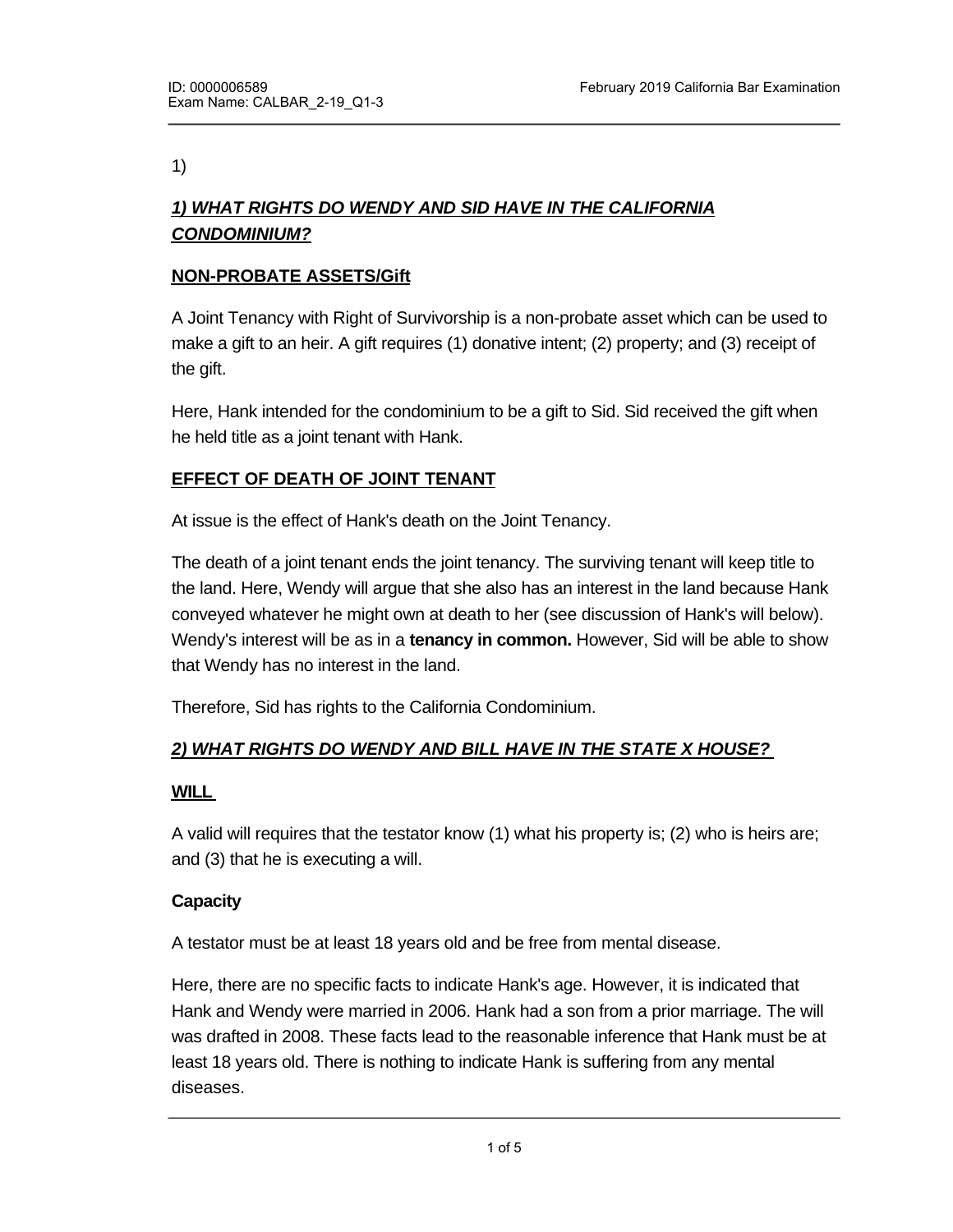1)

## *1) WHAT RIGHTS DO WENDY AND SID HAVE IN THE CALIFORNIA CONDOMINIUM?*

### NON-PROBATE ASSETS/Gift

A Joint Tenancy with Right of Survivorship is a non-probate asset which can be used to make a gift to an heir. A gift requires (1) donative intent; (2) property; and (3) receipt of the gift.

Here, Hank intended for the condominium to be a gift to Sid. Sid received the gift when he held title as a joint tenant with Hank.

### EFFECT OF DEATH OF JOINT TENANT

At issue is the effect of Hank's death on the Joint Tenancy.

The death of a joint tenant ends the joint tenancy. The surviving tenant will keep title to the land. Here, Wendy will argue that she also has an interest in the land because Hank conveyed whatever he might own at death to her (see discussion of Hank's will below). Wendy's interest will be as in a **tenancy in common.** However, Sid will be able to show that Wendy has no interest in the land.

Therefore, Sid has rights to the California Condominium.

## *2) WHAT RIGHTS DO WENDY AND BILL HAVE IN THE STATE X HOUSE?*

### WILL

A valid will requires that the testator know (1) what his property is; (2) who is heirs are; and (3) that he is executing a will.

#### Capacity

A testator must be at least 18 years old and be free from mental disease.

Here, there are no specific facts to indicate Hank's age. However, it is indicated that Hank and Wendy were married in 2006. Hank had a son from a prior marriage. The will was drafted in 2008. These facts lead to the reasonable inference that Hank must be at least 18 years old. There is nothing to indicate Hank is suffering from any mental diseases.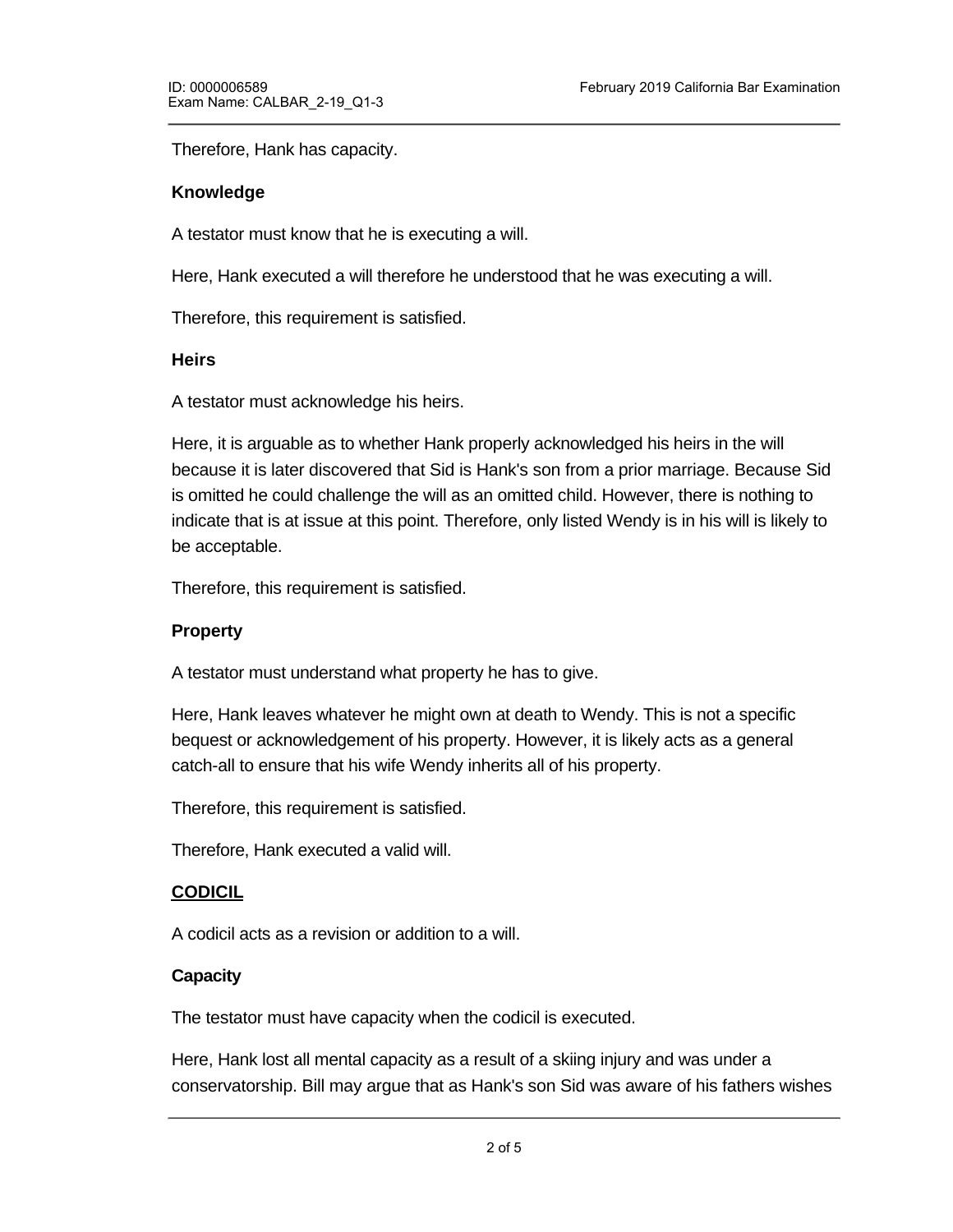Therefore, Hank has capacity.

**Knowledge**

A testator must know that he is executing a will.

Here, Hank executed a will therefore he understood that he was executing a will.

Therefore, this requirement is satisfied.

**Heirs**

A testator must acknowledge his heirs.

Here, it is arguable as to whether Hank properly acknowledged his heirs in the will because it is later discovered that Sid is Hank's son from a prior marriage. Because Sid is omitted he could challenge the will as an omitted child. However, there is nothing to indicate that is at issue at this point. Therefore, only listed Wendy is in his will is likely to be acceptable.

Therefore, this requirement is satisfied.

**Property**

A testator must understand what property he has to give.

Here, Hank leaves whatever he might own at death to Wendy. This is not a specific bequest or acknowledgement of his property. However, it is likely acts as a general catch-all to ensure that his wife Wendy inherits all of his property.

Therefore, this requirement is satisfied.

Therefore, Hank executed a valid will.

**<u>CODICIL</u>**

A codicil acts as a revision or addition to a will.

**Capacity**

The testator must have capacity when the codicil is executed.

Here, Hank lost all mental capacity as a result of a skiing injury and was under a conservatorship. Bill may argue that as Hank's son Sid was aware of his fathers wishes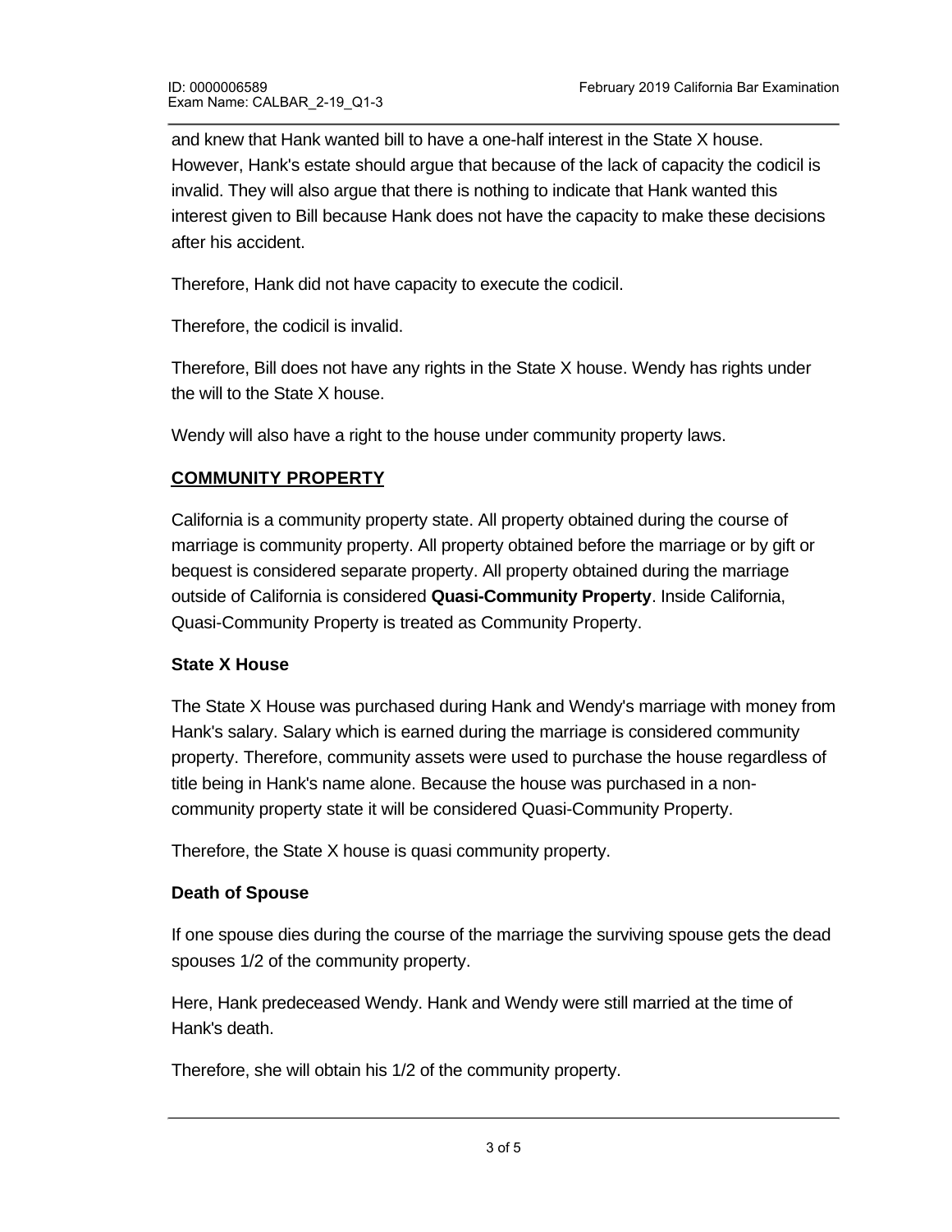and knew that Hank wanted bill to have a one-half interest in the State X house. However, Hank's estate should argue that because of the lack of capacity the codicil is invalid. They will also argue that there is nothing to indicate that Hank wanted this interest given to Bill because Hank does not have the capacity to make these decisions after his accident.

Therefore, Hank did not have capacity to execute the codicil.

Therefore, the codicil is invalid.

Therefore, Bill does not have any rights in the State X house. Wendy has rights under the will to the State X house.

Wendy will also have a right to the house under community property laws.

## COMMUNITY PROPERTY

California is a community property state. All property obtained during the course of marriage is community property. All property obtained before the marriage or by gift or bequest is considered separate property. All property obtained during the marriage outside of California is considered **Quasi-Community Property**. Inside California, Quasi-Community Property is treated as Community Property.

### State X House

The State X House was purchased during Hank and Wendy's marriage with money from Hank's salary. Salary which is earned during the marriage is considered community property. Therefore, community assets were used to purchase the house regardless of title being in Hank's name alone. Because the house was purchased in a non-community property state it will be considered Quasi-Community Property.

Therefore, the State X house is quasi community property.

### Death of Spouse

If one spouse dies during the course of the marriage the surviving spouse gets the dead spouses 1/2 of the community property.

Here, Hank predeceased Wendy. Hank and Wendy were still married at the time of Hank's death.

Therefore, she will obtain his 1/2 of the community property.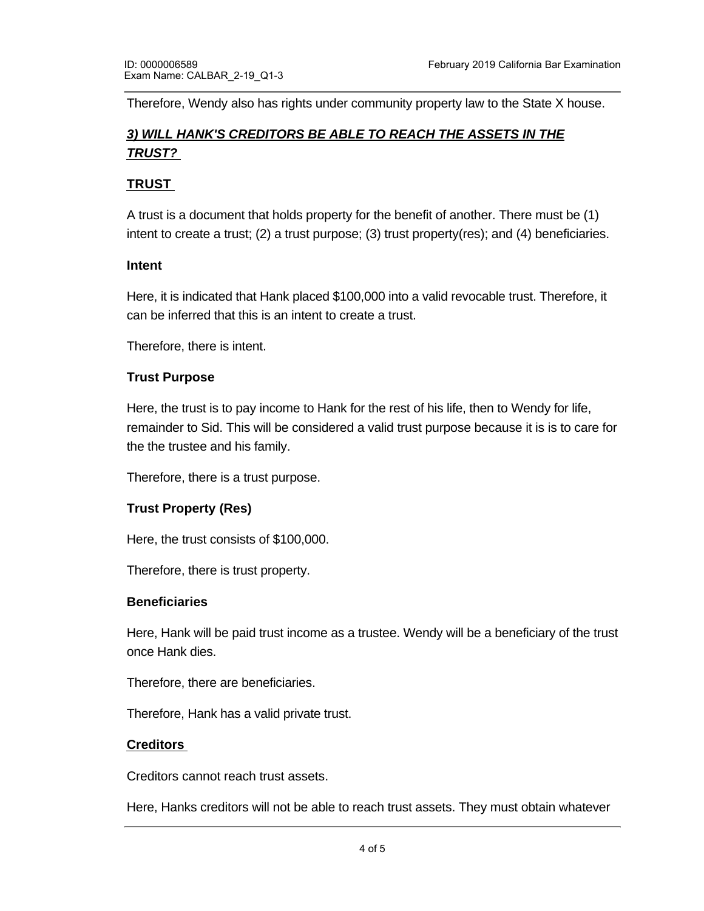Therefore, Wendy also has rights under community property law to the State X house.

### ***3) WILL HANK'S CREDITORS BE ABLE TO REACH THE ASSETS IN THE TRUST?***

#### TRUST

A trust is a document that holds property for the benefit of another. There must be (1) intent to create a trust; (2) a trust purpose; (3) trust property(res); and (4) beneficiaries.

**Intent**

Here, it is indicated that Hank placed $100,000 into a valid revocable trust. Therefore, it can be inferred that this is an intent to create a trust.

Therefore, there is intent.

**Trust Purpose**

Here, the trust is to pay income to Hank for the rest of his life, then to Wendy for life, remainder to Sid. This will be considered a valid trust purpose because it is is to care for the the trustee and his family.

Therefore, there is a trust purpose.

**Trust Property (Res)**

Here, the trust consists of $100,000.

Therefore, there is trust property.

**Beneficiaries**

Here, Hank will be paid trust income as a trustee. Wendy will be a beneficiary of the trust once Hank dies.

Therefore, there are beneficiaries.

Therefore, Hank has a valid private trust.

#### Creditors

Creditors cannot reach trust assets.

Here, Hanks creditors will not be able to reach trust assets. They must obtain whatever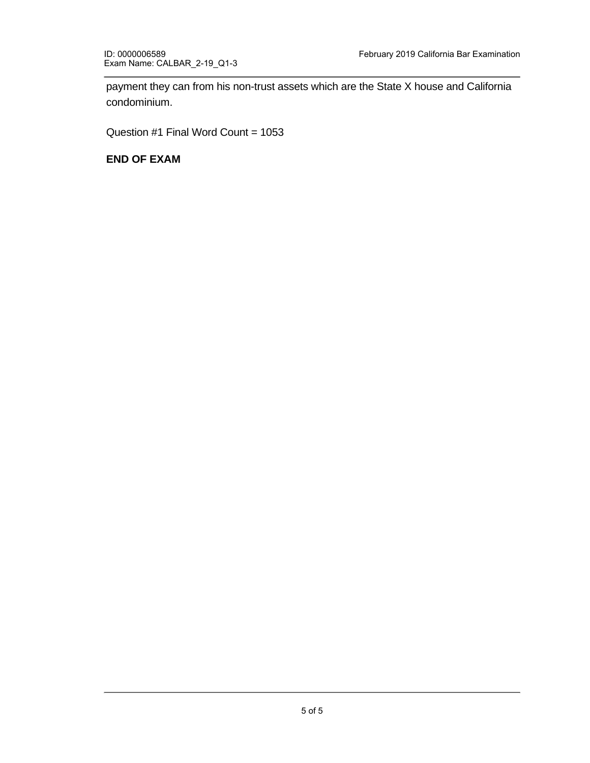payment they can from his non-trust assets which are the State X house and California condominium.

Question #1 Final Word Count = 1053

**END OF EXAM**